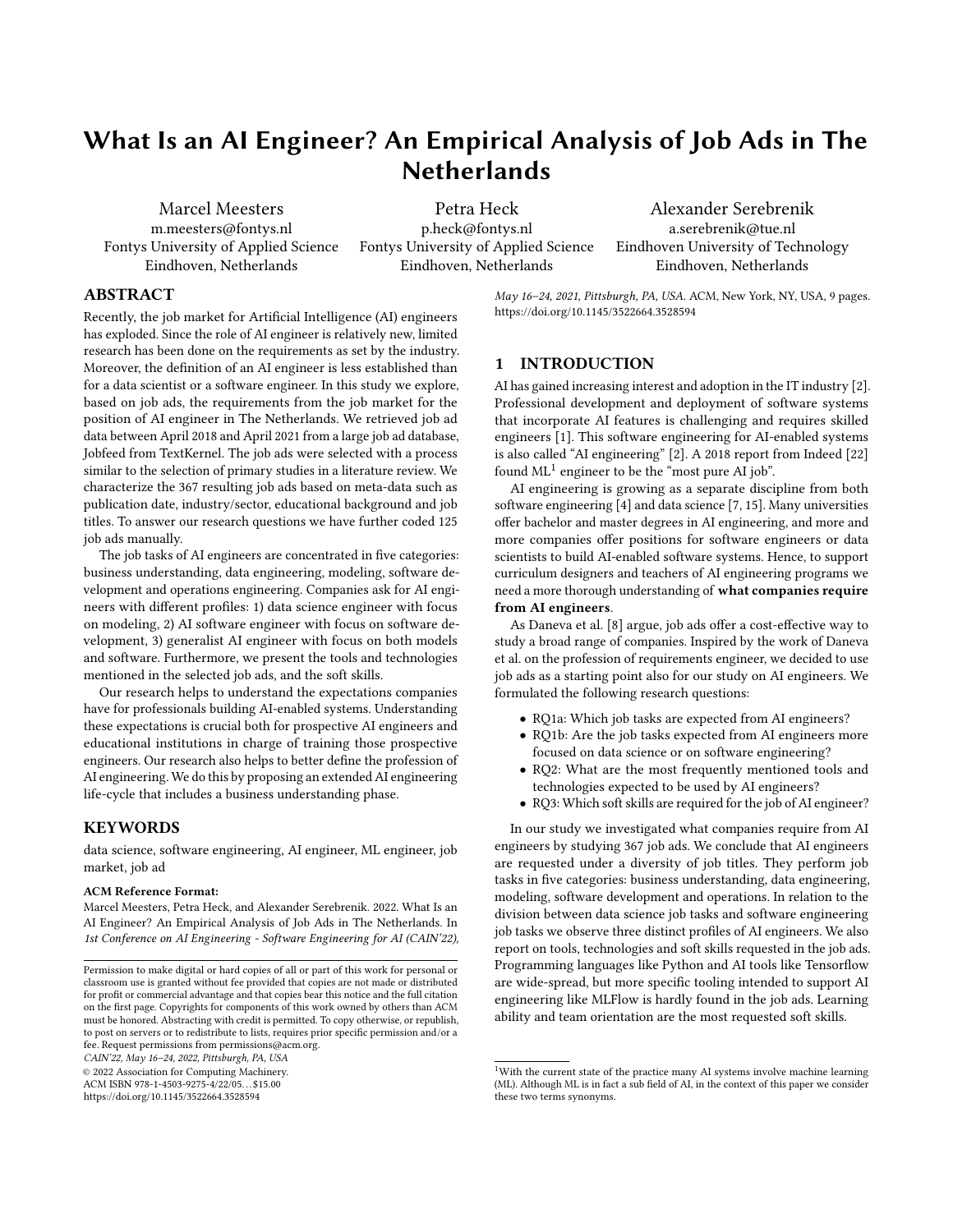# What Is an AI Engineer? An Empirical Analysis of Job Ads in The Netherlands

Marcel Meesters
m.meesters@fontys.nl
Fontys University of Applied Science
Eindhoven, Netherlands

Petra Heck
p.heck@fontys.nl
Fontys University of Applied Science
Eindhoven, Netherlands

Alexander Serebrenik
a.serebrenik@tue.nl
Eindhoven University of Technology
Eindhoven, Netherlands

## ABSTRACT

Recently, the job market for Artificial Intelligence (AI) engineers has exploded. Since the role of AI engineer is relatively new, limited research has been done on the requirements as set by the industry. Moreover, the definition of an AI engineer is less established than for a data scientist or a software engineer. In this study we explore, based on job ads, the requirements from the job market for the position of AI engineer in The Netherlands. We retrieved job ad data between April 2018 and April 2021 from a large job ad database, Jobfeed from TextKernel. The job ads were selected with a process similar to the selection of primary studies in a literature review. We characterize the 367 resulting job ads based on meta-data such as publication date, industry/sector, educational background and job titles. To answer our research questions we have further coded 125 job ads manually.

The job tasks of AI engineers are concentrated in five categories: business understanding, data engineering, modeling, software development and operations engineering. Companies ask for AI engineers with different profiles: 1) data science engineer with focus on modeling, 2) AI software engineer with focus on software development, 3) generalist AI engineer with focus on both models and software. Furthermore, we present the tools and technologies mentioned in the selected job ads, and the soft skills.

Our research helps to understand the expectations companies have for professionals building AI-enabled systems. Understanding these expectations is crucial both for prospective AI engineers and educational institutions in charge of training those prospective engineers. Our research also helps to better define the profession of AI engineering. We do this by proposing an extended AI engineering life-cycle that includes a business understanding phase.

## KEYWORDS

data science, software engineering, AI engineer, ML engineer, job market, job ad

**ACM Reference Format:**
Marcel Meesters, Petra Heck, and Alexander Serebrenik. 2022. What Is an AI Engineer? An Empirical Analysis of Job Ads in The Netherlands. In *1st Conference on AI Engineering - Software Engineering for AI (CAIN'22), May 16–24, 2021, Pittsburgh, PA, USA.* ACM, New York, NY, USA, 9 pages. https://doi.org/10.1145/3522664.3528594

Permission to make digital or hard copies of all or part of this work for personal or classroom use is granted without fee provided that copies are not made or distributed for profit or commercial advantage and that copies bear this notice and the full citation on the first page. Copyrights for components of this work owned by others than ACM must be honored. Abstracting with credit is permitted. To copy otherwise, or republish, to post on servers or to redistribute to lists, requires prior specific permission and/or a fee. Request permissions from permissions@acm.org.
*CAIN'22, May 16–24, 2022, Pittsburgh, PA, USA*
© 2022 Association for Computing Machinery.
ACM ISBN 978-1-4503-9275-4/22/05…$15.00
https://doi.org/10.1145/3522664.3528594

## 1 INTRODUCTION

AI has gained increasing interest and adoption in the IT industry [2]. Professional development and deployment of software systems that incorporate AI features is challenging and requires skilled engineers [1]. This software engineering for AI-enabled systems is also called "AI engineering" [2]. A 2018 report from Indeed [22] found ML[1] engineer to be the "most pure AI job".

AI engineering is growing as a separate discipline from both software engineering [4] and data science [7, 15]. Many universities offer bachelor and master degrees in AI engineering, and more and more companies offer positions for software engineers or data scientists to build AI-enabled software systems. Hence, to support curriculum designers and teachers of AI engineering programs we need a more thorough understanding of **what companies require from AI engineers**.

As Daneva et al. [8] argue, job ads offer a cost-effective way to study a broad range of companies. Inspired by the work of Daneva et al. on the profession of requirements engineer, we decided to use job ads as a starting point also for our study on AI engineers. We formulated the following research questions:

- RQ1a: Which job tasks are expected from AI engineers?
- RQ1b: Are the job tasks expected from AI engineers more focused on data science or on software engineering?
- RQ2: What are the most frequently mentioned tools and technologies expected to be used by AI engineers?
- RQ3: Which soft skills are required for the job of AI engineer?

In our study we investigated what companies require from AI engineers by studying 367 job ads. We conclude that AI engineers are requested under a diversity of job titles. They perform job tasks in five categories: business understanding, data engineering, modeling, software development and operations. In relation to the division between data science job tasks and software engineering job tasks we observe three distinct profiles of AI engineers. We also report on tools, technologies and soft skills requested in the job ads. Programming languages like Python and AI tools like Tensorflow are wide-spread, but more specific tooling intended to support AI engineering like MLFlow is hardly found in the job ads. Learning ability and team orientation are the most requested soft skills.

[1] With the current state of the practice many AI systems involve machine learning (ML). Although ML is in fact a sub field of AI, in the context of this paper we consider these two terms synonyms.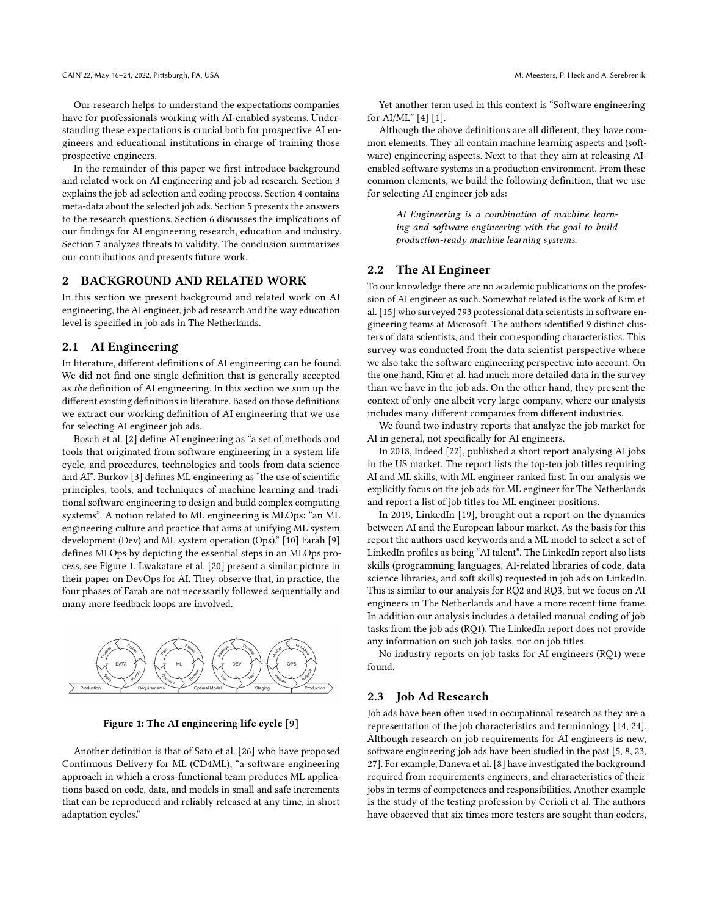Our research helps to understand the expectations companies have for professionals working with AI-enabled systems. Understanding these expectations is crucial both for prospective AI engineers and educational institutions in charge of training those prospective engineers.

In the remainder of this paper we first introduce background and related work on AI engineering and job ad research. Section 3 explains the job ad selection and coding process. Section 4 contains meta-data about the selected job ads. Section 5 presents the answers to the research questions. Section 6 discusses the implications of our findings for AI engineering research, education and industry. Section 7 analyzes threats to validity. The conclusion summarizes our contributions and presents future work.

## 2 BACKGROUND AND RELATED WORK

In this section we present background and related work on AI engineering, the AI engineer, job ad research and the way education level is specified in job ads in The Netherlands.

### 2.1 AI Engineering

In literature, different definitions of AI engineering can be found. We did not find one single definition that is generally accepted as *the* definition of AI engineering. In this section we sum up the different existing definitions in literature. Based on those definitions we extract our working definition of AI engineering that we use for selecting AI engineer job ads.

Bosch et al. [2] define AI engineering as "a set of methods and tools that originated from software engineering in a system life cycle, and procedures, technologies and tools from data science and AI". Burkov [3] defines ML engineering as "the use of scientific principles, tools, and techniques of machine learning and traditional software engineering to design and build complex computing systems". A notion related to ML engineering is MLOps: "an ML engineering culture and practice that aims at unifying ML system development (Dev) and ML system operation (Ops)." [10] Farah [9] defines MLOps by depicting the essential steps in an MLOps process, see Figure 1. Lwakatare et al. [20] present a similar picture in their paper on DevOps for AI. They observe that, in practice, the four phases of Farah are not necessarily followed sequentially and many more feedback loops are involved.

Figure 1: The AI engineering life cycle [9]

Another definition is that of Sato et al. [26] who have proposed Continuous Delivery for ML (CD4ML), "a software engineering approach in which a cross-functional team produces ML applications based on code, data, and models in small and safe increments that can be reproduced and reliably released at any time, in short adaptation cycles."

Yet another term used in this context is "Software engineering for AI/ML" [4] [1].

Although the above definitions are all different, they have common elements. They all contain machine learning aspects and (software) engineering aspects. Next to that they aim at releasing AI-enabled software systems in a production environment. From these common elements, we build the following definition, that we use for selecting AI engineer job ads:

> *AI Engineering is a combination of machine learning and software engineering with the goal to build production-ready machine learning systems.*

### 2.2 The AI Engineer

To our knowledge there are no academic publications on the profession of AI engineer as such. Somewhat related is the work of Kim et al. [15] who surveyed 793 professional data scientists in software engineering teams at Microsoft. The authors identified 9 distinct clusters of data scientists, and their corresponding characteristics. This survey was conducted from the data scientist perspective where we also take the software engineering perspective into account. On the one hand, Kim et al. had much more detailed data in the survey than we have in the job ads. On the other hand, they present the context of only one albeit very large company, where our analysis includes many different companies from different industries.

We found two industry reports that analyze the job market for AI in general, not specifically for AI engineers.

In 2018, Indeed [22], published a short report analysing AI jobs in the US market. The report lists the top-ten job titles requiring AI and ML skills, with ML engineer ranked first. In our analysis we explicitly focus on the job ads for ML engineer for The Netherlands and report a list of job titles for ML engineer positions.

In 2019, LinkedIn [19], brought out a report on the dynamics between AI and the European labour market. As the basis for this report the authors used keywords and a ML model to select a set of LinkedIn profiles as being "AI talent". The LinkedIn report also lists skills (programming languages, AI-related libraries of code, data science libraries, and soft skills) requested in job ads on LinkedIn. This is similar to our analysis for RQ2 and RQ3, but we focus on AI engineers in The Netherlands and have a more recent time frame. In addition our analysis includes a detailed manual coding of job tasks from the job ads (RQ1). The LinkedIn report does not provide any information on such job tasks, nor on job titles.

No industry reports on job tasks for AI engineers (RQ1) were found.

### 2.3 Job Ad Research

Job ads have been often used in occupational research as they are a representation of the job characteristics and terminology [14, 24]. Although research on job requirements for AI engineers is new, software engineering job ads have been studied in the past [5, 8, 23, 27]. For example, Daneva et al. [8] have investigated the background required from requirements engineers, and characteristics of their jobs in terms of competences and responsibilities. Another example is the study of the testing profession by Cerioli et al. The authors have observed that six times more testers are sought than coders,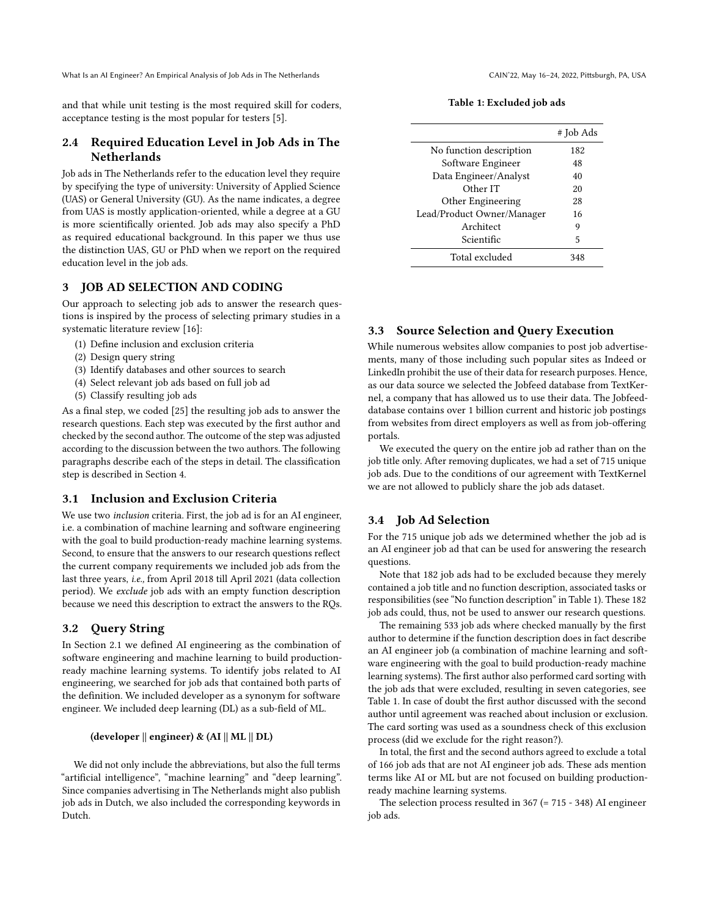and that while unit testing is the most required skill for coders, acceptance testing is the most popular for testers [5].

### 2.4 Required Education Level in Job Ads in The Netherlands

Job ads in The Netherlands refer to the education level they require by specifying the type of university: University of Applied Science (UAS) or General University (GU). As the name indicates, a degree from UAS is mostly application-oriented, while a degree at a GU is more scientifically oriented. Job ads may also specify a PhD as required educational background. In this paper we thus use the distinction UAS, GU or PhD when we report on the required education level in the job ads.

## 3 JOB AD SELECTION AND CODING

Our approach to selecting job ads to answer the research questions is inspired by the process of selecting primary studies in a systematic literature review [16]:

(1) Define inclusion and exclusion criteria
(2) Design query string
(3) Identify databases and other sources to search
(4) Select relevant job ads based on full job ad
(5) Classify resulting job ads

As a final step, we coded [25] the resulting job ads to answer the research questions. Each step was executed by the first author and checked by the second author. The outcome of the step was adjusted according to the discussion between the two authors. The following paragraphs describe each of the steps in detail. The classification step is described in Section 4.

### 3.1 Inclusion and Exclusion Criteria

We use two *inclusion* criteria. First, the job ad is for an AI engineer, i.e. a combination of machine learning and software engineering with the goal to build production-ready machine learning systems. Second, to ensure that the answers to our research questions reflect the current company requirements we included job ads from the last three years, *i.e.,* from April 2018 till April 2021 (data collection period). We *exclude* job ads with an empty function description because we need this description to extract the answers to the RQs.

### 3.2 Query String

In Section 2.1 we defined AI engineering as the combination of software engineering and machine learning to build production-ready machine learning systems. To identify jobs related to AI engineering, we searched for job ads that contained both parts of the definition. We included developer as a synonym for software engineer. We included deep learning (DL) as a sub-field of ML.

**(developer || engineer) & (AI || ML || DL)**

We did not only include the abbreviations, but also the full terms "artificial intelligence", "machine learning" and "deep learning". Since companies advertising in The Netherlands might also publish job ads in Dutch, we also included the corresponding keywords in Dutch.

**Table 1: Excluded job ads**

| | # Job Ads |
|---|---|
| No function description | 182 |
| Software Engineer | 48 |
| Data Engineer/Analyst | 40 |
| Other IT | 20 |
| Other Engineering | 28 |
| Lead/Product Owner/Manager | 16 |
| Architect | 9 |
| Scientific | 5 |
| Total excluded | 348 |

### 3.3 Source Selection and Query Execution

While numerous websites allow companies to post job advertisements, many of those including such popular sites as Indeed or LinkedIn prohibit the use of their data for research purposes. Hence, as our data source we selected the Jobfeed database from TextKernel, a company that has allowed us to use their data. The Jobfeed-database contains over 1 billion current and historic job postings from websites from direct employers as well as from job-offering portals.

We executed the query on the entire job ad rather than on the job title only. After removing duplicates, we had a set of 715 unique job ads. Due to the conditions of our agreement with TextKernel we are not allowed to publicly share the job ads dataset.

### 3.4 Job Ad Selection

For the 715 unique job ads we determined whether the job ad is an AI engineer job ad that can be used for answering the research questions.

Note that 182 job ads had to be excluded because they merely contained a job title and no function description, associated tasks or responsibilities (see "No function description" in Table 1). These 182 job ads could, thus, not be used to answer our research questions.

The remaining 533 job ads where checked manually by the first author to determine if the function description does in fact describe an AI engineer job (a combination of machine learning and software engineering with the goal to build production-ready machine learning systems). The first author also performed card sorting with the job ads that were excluded, resulting in seven categories, see Table 1. In case of doubt the first author discussed with the second author until agreement was reached about inclusion or exclusion. The card sorting was used as a soundness check of this exclusion process (did we exclude for the right reason?).

In total, the first and the second authors agreed to exclude a total of 166 job ads that are not AI engineer job ads. These ads mention terms like AI or ML but are not focused on building production-ready machine learning systems.

The selection process resulted in 367 (= 715 - 348) AI engineer job ads.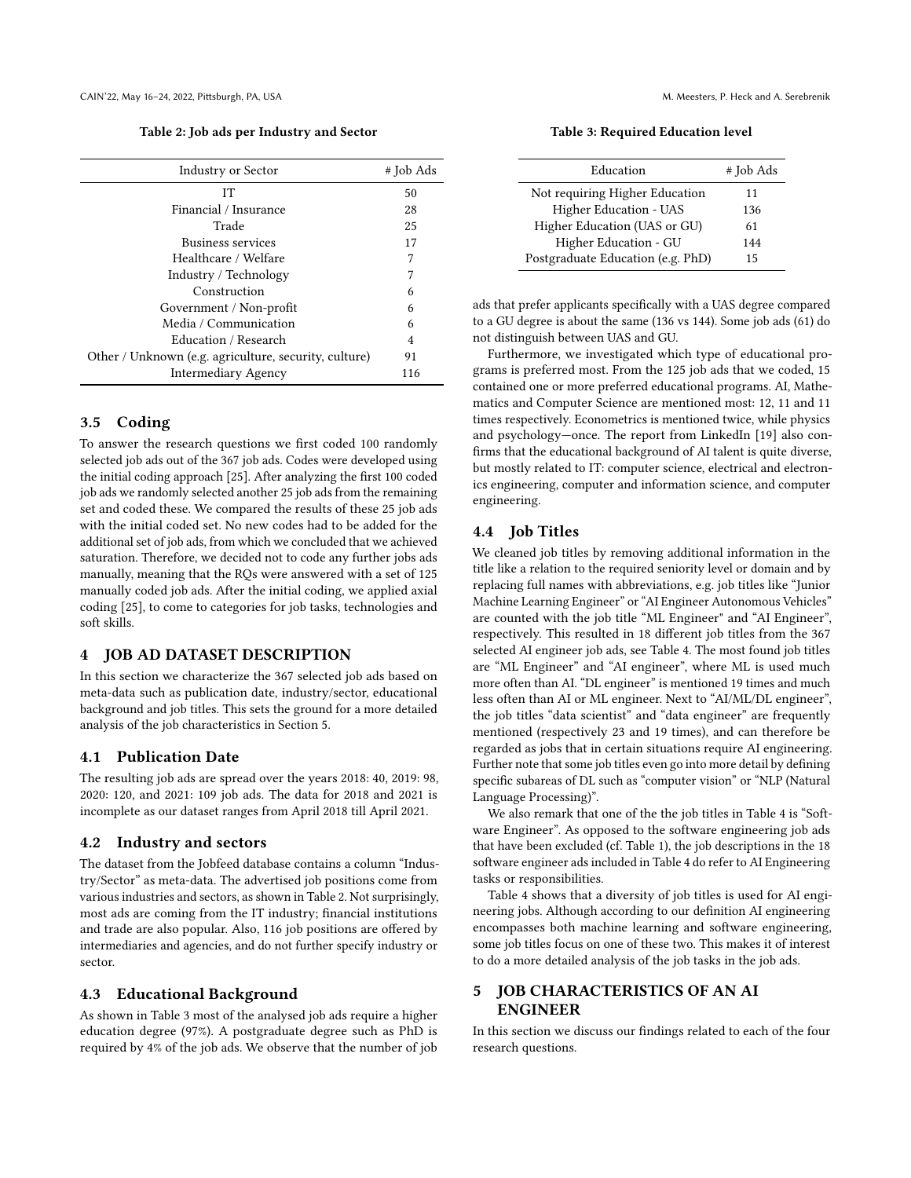Table 2: Job ads per Industry and Sector

| Industry or Sector | # Job Ads |
|---|---|
| IT | 50 |
| Financial / Insurance | 28 |
| Trade | 25 |
| Business services | 17 |
| Healthcare / Welfare | 7 |
| Industry / Technology | 7 |
| Construction | 6 |
| Government / Non-profit | 6 |
| Media / Communication | 6 |
| Education / Research | 4 |
| Other / Unknown (e.g. agriculture, security, culture) | 91 |
| Intermediary Agency | 116 |

### 3.5 Coding

To answer the research questions we first coded 100 randomly selected job ads out of the 367 job ads. Codes were developed using the initial coding approach [25]. After analyzing the first 100 coded job ads we randomly selected another 25 job ads from the remaining set and coded these. We compared the results of these 25 job ads with the initial coded set. No new codes had to be added for the additional set of job ads, from which we concluded that we achieved saturation. Therefore, we decided not to code any further jobs ads manually, meaning that the RQs were answered with a set of 125 manually coded job ads. After the initial coding, we applied axial coding [25], to come to categories for job tasks, technologies and soft skills.

## 4 JOB AD DATASET DESCRIPTION

In this section we characterize the 367 selected job ads based on meta-data such as publication date, industry/sector, educational background and job titles. This sets the ground for a more detailed analysis of the job characteristics in Section 5.

### 4.1 Publication Date

The resulting job ads are spread over the years 2018: 40, 2019: 98, 2020: 120, and 2021: 109 job ads. The data for 2018 and 2021 is incomplete as our dataset ranges from April 2018 till April 2021.

### 4.2 Industry and sectors

The dataset from the Jobfeed database contains a column "Industry/Sector" as meta-data. The advertised job positions come from various industries and sectors, as shown in Table 2. Not surprisingly, most ads are coming from the IT industry; financial institutions and trade are also popular. Also, 116 job positions are offered by intermediaries and agencies, and do not further specify industry or sector.

### 4.3 Educational Background

As shown in Table 3 most of the analysed job ads require a higher education degree (97%). A postgraduate degree such as PhD is required by 4% of the job ads. We observe that the number of job ads that prefer applicants specifically with a UAS degree compared to a GU degree is about the same (136 vs 144). Some job ads (61) do not distinguish between UAS and GU.

Table 3: Required Education level

| Education | # Job Ads |
|---|---|
| Not requiring Higher Education | 11 |
| Higher Education - UAS | 136 |
| Higher Education (UAS or GU) | 61 |
| Higher Education - GU | 144 |
| Postgraduate Education (e.g. PhD) | 15 |

Furthermore, we investigated which type of educational programs is preferred most. From the 125 job ads that we coded, 15 contained one or more preferred educational programs. AI, Mathematics and Computer Science are mentioned most: 12, 11 and 11 times respectively. Econometrics is mentioned twice, while physics and psychology—once. The report from LinkedIn [19] also confirms that the educational background of AI talent is quite diverse, but mostly related to IT: computer science, electrical and electronics engineering, computer and information science, and computer engineering.

### 4.4 Job Titles

We cleaned job titles by removing additional information in the title like a relation to the required seniority level or domain and by replacing full names with abbreviations, e.g. job titles like "Junior Machine Learning Engineer" or "AI Engineer Autonomous Vehicles" are counted with the job title "ML Engineer" and "AI Engineer", respectively. This resulted in 18 different job titles from the 367 selected AI engineer job ads, see Table 4. The most found job titles are "ML Engineer" and "AI engineer", where ML is used much more often than AI. "DL engineer" is mentioned 19 times and much less often than AI or ML engineer. Next to "AI/ML/DL engineer", the job titles "data scientist" and "data engineer" are frequently mentioned (respectively 23 and 19 times), and can therefore be regarded as jobs that in certain situations require AI engineering. Further note that some job titles even go into more detail by defining specific subareas of DL such as "computer vision" or "NLP (Natural Language Processing)".

We also remark that one of the the job titles in Table 4 is "Software Engineer". As opposed to the software engineering job ads that have been excluded (cf. Table 1), the job descriptions in the 18 software engineer ads included in Table 4 do refer to AI Engineering tasks or responsibilities.

Table 4 shows that a diversity of job titles is used for AI engineering jobs. Although according to our definition AI engineering encompasses both machine learning and software engineering, some job titles focus on one of these two. This makes it of interest to do a more detailed analysis of the job tasks in the job ads.

## 5 JOB CHARACTERISTICS OF AN AI ENGINEER

In this section we discuss our findings related to each of the four research questions.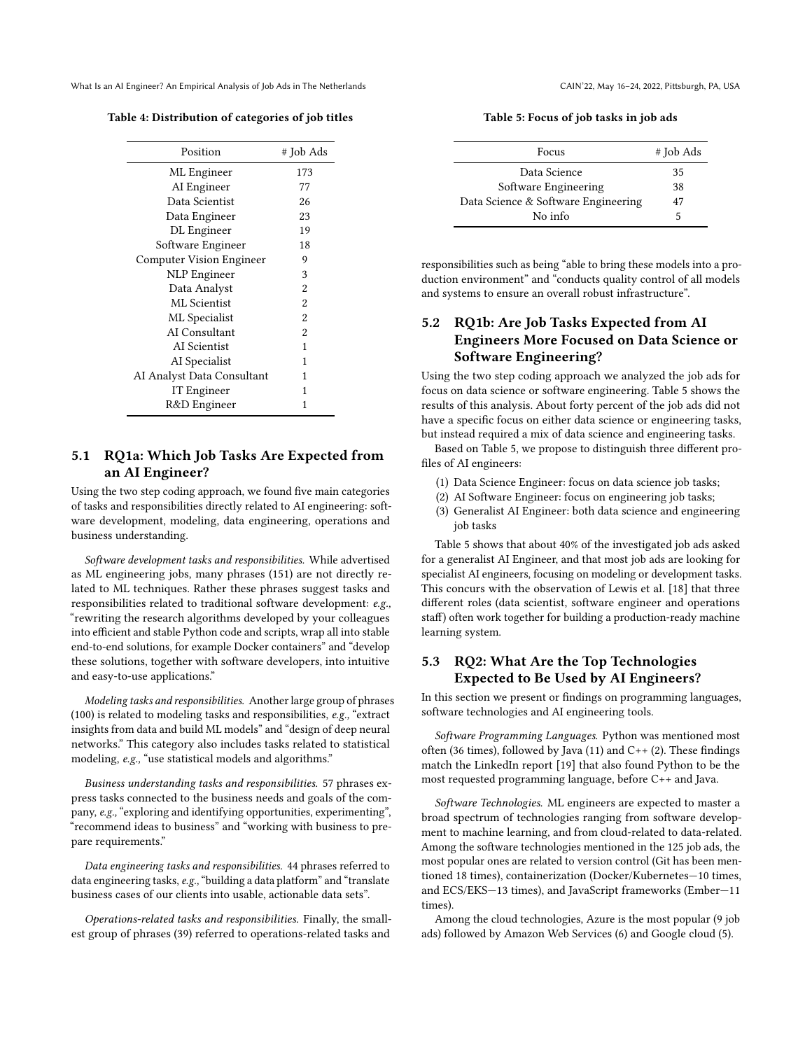Table 4: Distribution of categories of job titles

| Position | # Job Ads |
| --- | --- |
| ML Engineer | 173 |
| AI Engineer | 77 |
| Data Scientist | 26 |
| Data Engineer | 23 |
| DL Engineer | 19 |
| Software Engineer | 18 |
| Computer Vision Engineer | 9 |
| NLP Engineer | 3 |
| Data Analyst | 2 |
| ML Scientist | 2 |
| ML Specialist | 2 |
| AI Consultant | 2 |
| AI Scientist | 1 |
| AI Specialist | 1 |
| AI Analyst Data Consultant | 1 |
| IT Engineer | 1 |
| R&D Engineer | 1 |

## 5.1 RQ1a: Which Job Tasks Are Expected from an AI Engineer?

Using the two step coding approach, we found five main categories of tasks and responsibilities directly related to AI engineering: software development, modeling, data engineering, operations and business understanding.

*Software development tasks and responsibilities.* While advertised as ML engineering jobs, many phrases (151) are not directly related to ML techniques. Rather these phrases suggest tasks and responsibilities related to traditional software development: *e.g.,* "rewriting the research algorithms developed by your colleagues into efficient and stable Python code and scripts, wrap all into stable end-to-end solutions, for example Docker containers" and "develop these solutions, together with software developers, into intuitive and easy-to-use applications."

*Modeling tasks and responsibilities.* Another large group of phrases (100) is related to modeling tasks and responsibilities, *e.g.,* "extract insights from data and build ML models" and "design of deep neural networks." This category also includes tasks related to statistical modeling, *e.g.,* "use statistical models and algorithms."

*Business understanding tasks and responsibilities.* 57 phrases express tasks connected to the business needs and goals of the company, *e.g.,* "exploring and identifying opportunities, experimenting", "recommend ideas to business" and "working with business to prepare requirements."

*Data engineering tasks and responsibilities.* 44 phrases referred to data engineering tasks, *e.g.,* "building a data platform" and "translate business cases of our clients into usable, actionable data sets".

*Operations-related tasks and responsibilities.* Finally, the smallest group of phrases (39) referred to operations-related tasks and responsibilities such as being "able to bring these models into a production environment" and "conducts quality control of all models and systems to ensure an overall robust infrastructure".

Table 5: Focus of job tasks in job ads

| Focus | # Job Ads |
| --- | --- |
| Data Science | 35 |
| Software Engineering | 38 |
| Data Science & Software Engineering | 47 |
| No info | 5 |

## 5.2 RQ1b: Are Job Tasks Expected from AI Engineers More Focused on Data Science or Software Engineering?

Using the two step coding approach we analyzed the job ads for focus on data science or software engineering. Table 5 shows the results of this analysis. About forty percent of the job ads did not have a specific focus on either data science or engineering tasks, but instead required a mix of data science and engineering tasks.

Based on Table 5, we propose to distinguish three different profiles of AI engineers:

1. Data Science Engineer: focus on data science job tasks;
2. AI Software Engineer: focus on engineering job tasks;
3. Generalist AI Engineer: both data science and engineering job tasks

Table 5 shows that about 40% of the investigated job ads asked for a generalist AI Engineer, and that most job ads are looking for specialist AI engineers, focusing on modeling or development tasks. This concurs with the observation of Lewis et al. [18] that three different roles (data scientist, software engineer and operations staff) often work together for building a production-ready machine learning system.

## 5.3 RQ2: What Are the Top Technologies Expected to Be Used by AI Engineers?

In this section we present or findings on programming languages, software technologies and AI engineering tools.

*Software Programming Languages.* Python was mentioned most often (36 times), followed by Java (11) and C++ (2). These findings match the LinkedIn report [19] that also found Python to be the most requested programming language, before C++ and Java.

*Software Technologies.* ML engineers are expected to master a broad spectrum of technologies ranging from software development to machine learning, and from cloud-related to data-related. Among the software technologies mentioned in the 125 job ads, the most popular ones are related to version control (Git has been mentioned 18 times), containerization (Docker/Kubernetes—10 times, and ECS/EKS—13 times), and JavaScript frameworks (Ember—11 times).

Among the cloud technologies, Azure is the most popular (9 job ads) followed by Amazon Web Services (6) and Google cloud (5).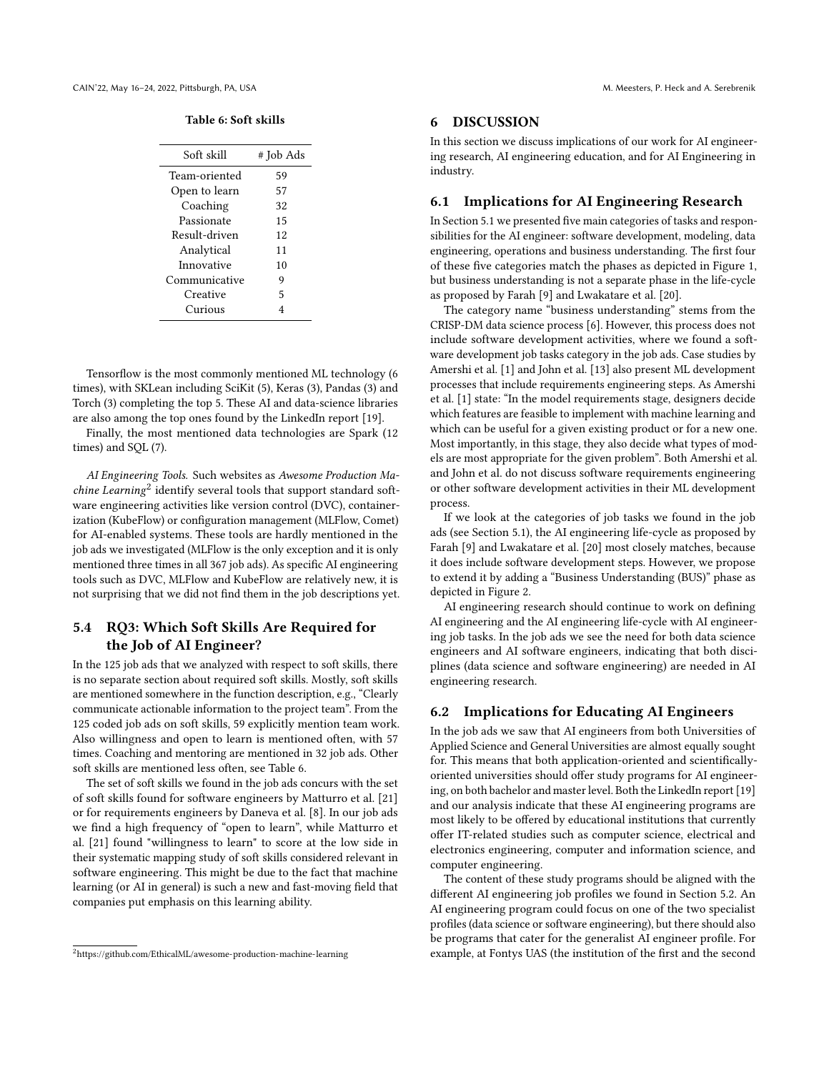**Table 6: Soft skills**

| Soft skill | # Job Ads |
| --- | --- |
| Team-oriented | 59 |
| Open to learn | 57 |
| Coaching | 32 |
| Passionate | 15 |
| Result-driven | 12 |
| Analytical | 11 |
| Innovative | 10 |
| Communicative | 9 |
| Creative | 5 |
| Curious | 4 |

Tensorflow is the most commonly mentioned ML technology (6 times), with SKLean including SciKit (5), Keras (3), Pandas (3) and Torch (3) completing the top 5. These AI and data-science libraries are also among the top ones found by the LinkedIn report [19].

Finally, the most mentioned data technologies are Spark (12 times) and SQL (7).

*AI Engineering Tools.* Such websites as *Awesome Production Machine Learning*[2] identify several tools that support standard software engineering activities like version control (DVC), containerization (KubeFlow) or configuration management (MLFlow, Comet) for AI-enabled systems. These tools are hardly mentioned in the job ads we investigated (MLFlow is the only exception and it is only mentioned three times in all 367 job ads). As specific AI engineering tools such as DVC, MLFlow and KubeFlow are relatively new, it is not surprising that we did not find them in the job descriptions yet.

### 5.4 RQ3: Which Soft Skills Are Required for the Job of AI Engineer?

In the 125 job ads that we analyzed with respect to soft skills, there is no separate section about required soft skills. Mostly, soft skills are mentioned somewhere in the function description, e.g., "Clearly communicate actionable information to the project team". From the 125 coded job ads on soft skills, 59 explicitly mention team work. Also willingness and open to learn is mentioned often, with 57 times. Coaching and mentoring are mentioned in 32 job ads. Other soft skills are mentioned less often, see Table 6.

The set of soft skills we found in the job ads concurs with the set of soft skills found for software engineers by Matturro et al. [21] or for requirements engineers by Daneva et al. [8]. In our job ads we find a high frequency of "open to learn", while Matturro et al. [21] found "willingness to learn" to score at the low side in their systematic mapping study of soft skills considered relevant in software engineering. This might be due to the fact that machine learning (or AI in general) is such a new and fast-moving field that companies put emphasis on this learning ability.

[2] https://github.com/EthicalML/awesome-production-machine-learning

## 6 DISCUSSION

In this section we discuss implications of our work for AI engineering research, AI engineering education, and for AI Engineering in industry.

### 6.1 Implications for AI Engineering Research

In Section 5.1 we presented five main categories of tasks and responsibilities for the AI engineer: software development, modeling, data engineering, operations and business understanding. The first four of these five categories match the phases as depicted in Figure 1, but business understanding is not a separate phase in the life-cycle as proposed by Farah [9] and Lwakatare et al. [20].

The category name "business understanding" stems from the CRISP-DM data science process [6]. However, this process does not include software development activities, where we found a software development job tasks category in the job ads. Case studies by Amershi et al. [1] and John et al. [13] also present ML development processes that include requirements engineering steps. As Amershi et al. [1] state: "In the model requirements stage, designers decide which features are feasible to implement with machine learning and which can be useful for a given existing product or for a new one. Most importantly, in this stage, they also decide what types of models are most appropriate for the given problem". Both Amershi et al. and John et al. do not discuss software requirements engineering or other software development activities in their ML development process.

If we look at the categories of job tasks we found in the job ads (see Section 5.1), the AI engineering life-cycle as proposed by Farah [9] and Lwakatare et al. [20] most closely matches, because it does include software development steps. However, we propose to extend it by adding a "Business Understanding (BUS)" phase as depicted in Figure 2.

AI engineering research should continue to work on defining AI engineering and the AI engineering life-cycle with AI engineering job tasks. In the job ads we see the need for both data science engineers and AI software engineers, indicating that both disciplines (data science and software engineering) are needed in AI engineering research.

### 6.2 Implications for Educating AI Engineers

In the job ads we saw that AI engineers from both Universities of Applied Science and General Universities are almost equally sought for. This means that both application-oriented and scientifically-oriented universities should offer study programs for AI engineering, on both bachelor and master level. Both the LinkedIn report [19] and our analysis indicate that these AI engineering programs are most likely to be offered by educational institutions that currently offer IT-related studies such as computer science, electrical and electronics engineering, computer and information science, and computer engineering.

The content of these study programs should be aligned with the different AI engineering job profiles we found in Section 5.2. An AI engineering program could focus on one of the two specialist profiles (data science or software engineering), but there should also be programs that cater for the generalist AI engineer profile. For example, at Fontys UAS (the institution of the first and the second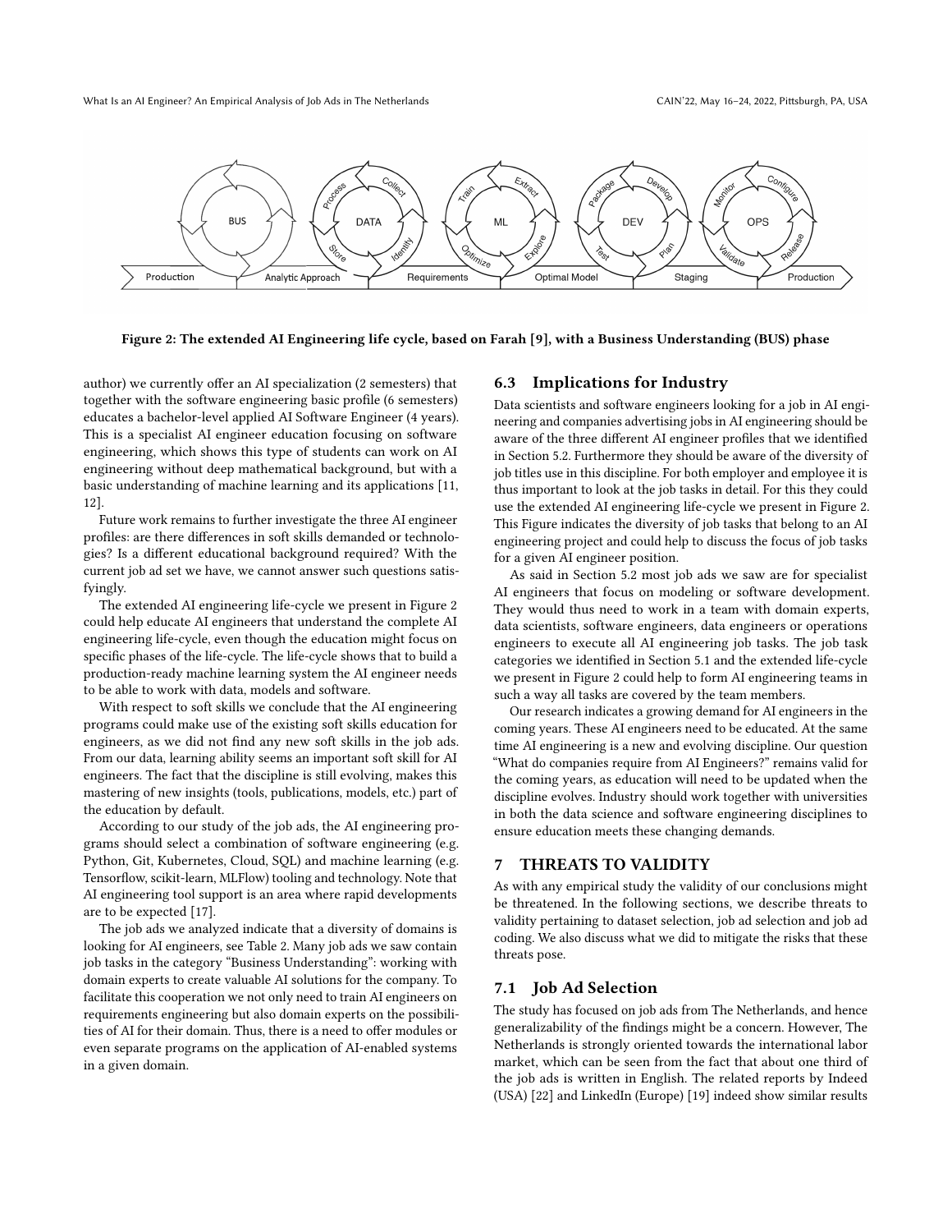Figure 2: The extended AI Engineering life cycle, based on Farah [9], with a Business Understanding (BUS) phase

author) we currently offer an AI specialization (2 semesters) that together with the software engineering basic profile (6 semesters) educates a bachelor-level applied AI Software Engineer (4 years). This is a specialist AI engineer education focusing on software engineering, which shows this type of students can work on AI engineering without deep mathematical background, but with a basic understanding of machine learning and its applications [11, 12].

Future work remains to further investigate the three AI engineer profiles: are there differences in soft skills demanded or technologies? Is a different educational background required? With the current job ad set we have, we cannot answer such questions satisfyingly.

The extended AI engineering life-cycle we present in Figure 2 could help educate AI engineers that understand the complete AI engineering life-cycle, even though the education might focus on specific phases of the life-cycle. The life-cycle shows that to build a production-ready machine learning system the AI engineer needs to be able to work with data, models and software.

With respect to soft skills we conclude that the AI engineering programs could make use of the existing soft skills education for engineers, as we did not find any new soft skills in the job ads. From our data, learning ability seems an important soft skill for AI engineers. The fact that the discipline is still evolving, makes this mastering of new insights (tools, publications, models, etc.) part of the education by default.

According to our study of the job ads, the AI engineering programs should select a combination of software engineering (e.g. Python, Git, Kubernetes, Cloud, SQL) and machine learning (e.g. Tensorflow, scikit-learn, MLFlow) tooling and technology. Note that AI engineering tool support is an area where rapid developments are to be expected [17].

The job ads we analyzed indicate that a diversity of domains is looking for AI engineers, see Table 2. Many job ads we saw contain job tasks in the category "Business Understanding": working with domain experts to create valuable AI solutions for the company. To facilitate this cooperation we not only need to train AI engineers on requirements engineering but also domain experts on the possibilities of AI for their domain. Thus, there is a need to offer modules or even separate programs on the application of AI-enabled systems in a given domain.

## 6.3 Implications for Industry

Data scientists and software engineers looking for a job in AI engineering and companies advertising jobs in AI engineering should be aware of the three different AI engineer profiles that we identified in Section 5.2. Furthermore they should be aware of the diversity of job titles use in this discipline. For both employer and employee it is thus important to look at the job tasks in detail. For this they could use the extended AI engineering life-cycle we present in Figure 2. This Figure indicates the diversity of job tasks that belong to an AI engineering project and could help to discuss the focus of job tasks for a given AI engineer position.

As said in Section 5.2 most job ads we saw are for specialist AI engineers that focus on modeling or software development. They would thus need to work in a team with domain experts, data scientists, software engineers, data engineers or operations engineers to execute all AI engineering job tasks. The job task categories we identified in Section 5.1 and the extended life-cycle we present in Figure 2 could help to form AI engineering teams in such a way all tasks are covered by the team members.

Our research indicates a growing demand for AI engineers in the coming years. These AI engineers need to be educated. At the same time AI engineering is a new and evolving discipline. Our question "What do companies require from AI Engineers?" remains valid for the coming years, as education will need to be updated when the discipline evolves. Industry should work together with universities in both the data science and software engineering disciplines to ensure education meets these changing demands.

## 7 THREATS TO VALIDITY

As with any empirical study the validity of our conclusions might be threatened. In the following sections, we describe threats to validity pertaining to dataset selection, job ad selection and job ad coding. We also discuss what we did to mitigate the risks that these threats pose.

## 7.1 Job Ad Selection

The study has focused on job ads from The Netherlands, and hence generalizability of the findings might be a concern. However, The Netherlands is strongly oriented towards the international labor market, which can be seen from the fact that about one third of the job ads is written in English. The related reports by Indeed (USA) [22] and LinkedIn (Europe) [19] indeed show similar results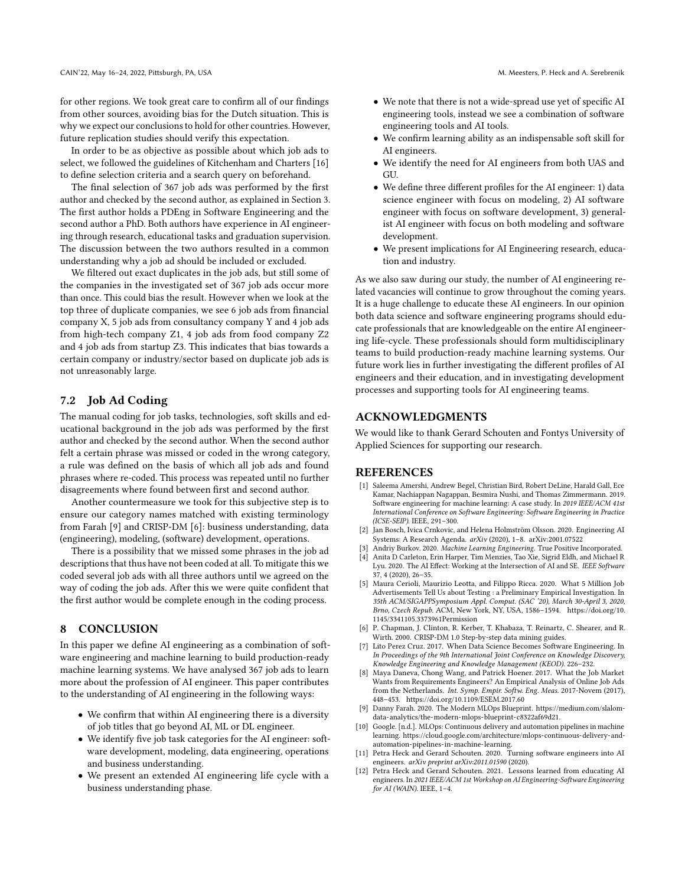for other regions. We took great care to confirm all of our findings from other sources, avoiding bias for the Dutch situation. This is why we expect our conclusions to hold for other countries. However, future replication studies should verify this expectation.

In order to be as objective as possible about which job ads to select, we followed the guidelines of Kitchenham and Charters [16] to define selection criteria and a search query on beforehand.

The final selection of 367 job ads was performed by the first author and checked by the second author, as explained in Section 3. The first author holds a PDEng in Software Engineering and the second author a PhD. Both authors have experience in AI engineering through research, educational tasks and graduation supervision. The discussion between the two authors resulted in a common understanding why a job ad should be included or excluded.

We filtered out exact duplicates in the job ads, but still some of the companies in the investigated set of 367 job ads occur more than once. This could bias the result. However when we look at the top three of duplicate companies, we see 6 job ads from financial company X, 5 job ads from consultancy company Y and 4 job ads from high-tech company Z1, 4 job ads from food company Z2 and 4 job ads from startup Z3. This indicates that bias towards a certain company or industry/sector based on duplicate job ads is not unreasonably large.

## 7.2 Job Ad Coding

The manual coding for job tasks, technologies, soft skills and educational background in the job ads was performed by the first author and checked by the second author. When the second author felt a certain phrase was missed or coded in the wrong category, a rule was defined on the basis of which all job ads and found phrases where re-coded. This process was repeated until no further disagreements where found between first and second author.

Another countermeasure we took for this subjective step is to ensure our category names matched with existing terminology from Farah [9] and CRISP-DM [6]: business understanding, data (engineering), modeling, (software) development, operations.

There is a possibility that we missed some phrases in the job ad descriptions that thus have not been coded at all. To mitigate this we coded several job ads with all three authors until we agreed on the way of coding the job ads. After this we were quite confident that the first author would be complete enough in the coding process.

# 8 CONCLUSION

In this paper we define AI engineering as a combination of software engineering and machine learning to build production-ready machine learning systems. We have analysed 367 job ads to learn more about the profession of AI engineer. This paper contributes to the understanding of AI engineering in the following ways:

- We confirm that within AI engineering there is a diversity of job titles that go beyond AI, ML or DL engineer.
- We identify five job task categories for the AI engineer: software development, modeling, data engineering, operations and business understanding.
- We present an extended AI engineering life cycle with a business understanding phase.
- We note that there is not a wide-spread use yet of specific AI engineering tools, instead we see a combination of software engineering tools and AI tools.
- We confirm learning ability as an indispensable soft skill for AI engineers.
- We identify the need for AI engineers from both UAS and GU.
- We define three different profiles for the AI engineer: 1) data science engineer with focus on modeling, 2) AI software engineer with focus on software development, 3) generalist AI engineer with focus on both modeling and software development.
- We present implications for AI Engineering research, education and industry.

As we also saw during our study, the number of AI engineering related vacancies will continue to grow throughout the coming years. It is a huge challenge to educate these AI engineers. In our opinion both data science and software engineering programs should educate professionals that are knowledgeable on the entire AI engineering life-cycle. These professionals should form multidisciplinary teams to build production-ready machine learning systems. Our future work lies in further investigating the different profiles of AI engineers and their education, and in investigating development processes and supporting tools for AI engineering teams.

# ACKNOWLEDGMENTS

We would like to thank Gerard Schouten and Fontys University of Applied Sciences for supporting our research.

# REFERENCES

[1] Saleema Amershi, Andrew Begel, Christian Bird, Robert DeLine, Harald Gall, Ece Kamar, Nachiappan Nagappan, Besmira Nushi, and Thomas Zimmermann. 2019. Software engineering for machine learning: A case study. In *2019 IEEE/ACM 41st International Conference on Software Engineering: Software Engineering in Practice (ICSE-SEIP)*. IEEE, 291–300.

[2] Jan Bosch, Ivica Crnkovic, and Helena Holmström Olsson. 2020. Engineering AI Systems: A Research Agenda. *arXiv* (2020), 1–8. arXiv:2001.07522

[3] Andriy Burkov. 2020. *Machine Learning Engineering*. True Positive Incorporated.

[4] Anita D Carleton, Erin Harper, Tim Menzies, Tao Xie, Sigrid Eldh, and Michael R Lyu. 2020. The AI Effect: Working at the Intersection of AI and SE. *IEEE Software* 37, 4 (2020), 26–35.

[5] Maura Cerioli, Maurizio Leotta, and Filippo Ricca. 2020. What 5 Million Job Advertisements Tell Us about Testing : a Preliminary Empirical Investigation. In *35th ACM/SIGAPPSymposium Appl. Comput. (SAC '20), March 30-April 3, 2020, Brno, Czech Repub.* ACM, New York, NY, USA, 1586–1594. https://doi.org/10.1145/3341105.3373961Permission

[6] P. Chapman, J. Clinton, R. Kerber, T. Khabaza, T. Reinartz, C. Shearer, and R. Wirth. 2000. CRISP-DM 1.0 Step-by-step data mining guides.

[7] Lito Perez Cruz. 2017. When Data Science Becomes Software Engineering. In *In Proceedings of the 9th International Joint Conference on Knowledge Discovery, Knowledge Engineering and Knowledge Management (KEOD)*. 226–232.

[8] Maya Daneva, Chong Wang, and Patrick Hoener. 2017. What the Job Market Wants from Requirements Engineers? An Empirical Analysis of Online Job Ads from the Netherlands. *Int. Symp. Empir. Softw. Eng. Meas.* 2017-Novem (2017), 448–453. https://doi.org/10.1109/ESEM.2017.60

[9] Danny Farah. 2020. The Modern MLOps Blueprint. https://medium.com/slalom-data-analytics/the-modern-mlops-blueprint-c8322af69d21.

[10] Google. [n.d.]. MLOps: Continuous delivery and automation pipelines in machine learning. https://cloud.google.com/architecture/mlops-continuous-delivery-and-automation-pipelines-in-machine-learning.

[11] Petra Heck and Gerard Schouten. 2020. Turning software engineers into AI engineers. *arXiv preprint arXiv:2011.01590* (2020).

[12] Petra Heck and Gerard Schouten. 2021. Lessons learned from educating AI engineers. In *2021 IEEE/ACM 1st Workshop on AI Engineering-Software Engineering for AI (WAIN)*. IEEE, 1–4.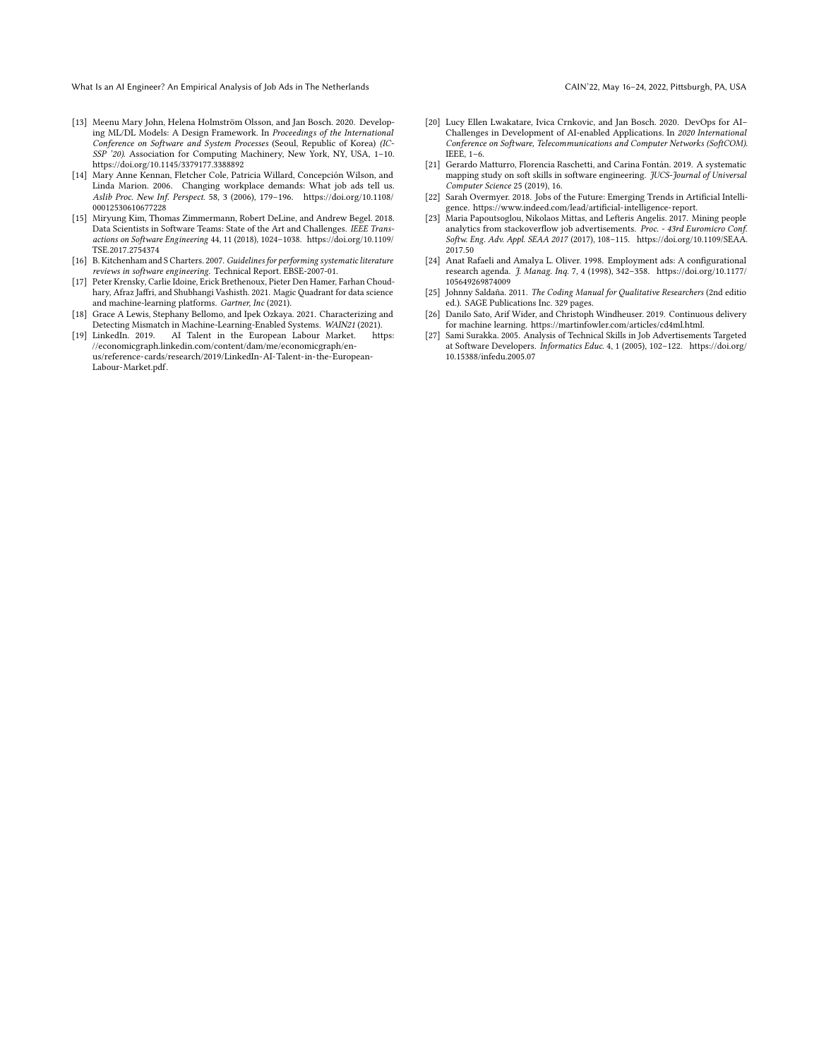[13] Meenu Mary John, Helena Holmström Olsson, and Jan Bosch. 2020. Developing ML/DL Models: A Design Framework. In *Proceedings of the International Conference on Software and System Processes* (Seoul, Republic of Korea) *(ICSSP '20)*. Association for Computing Machinery, New York, NY, USA, 1–10. https://doi.org/10.1145/3379177.3388892

[14] Mary Anne Kennan, Fletcher Cole, Patricia Willard, Concepción Wilson, and Linda Marion. 2006. Changing workplace demands: What job ads tell us. *Aslib Proc. New Inf. Perspect.* 58, 3 (2006), 179–196. https://doi.org/10.1108/00012530610677228

[15] Miryung Kim, Thomas Zimmermann, Robert DeLine, and Andrew Begel. 2018. Data Scientists in Software Teams: State of the Art and Challenges. *IEEE Transactions on Software Engineering* 44, 11 (2018), 1024–1038. https://doi.org/10.1109/TSE.2017.2754374

[16] B. Kitchenham and S Charters. 2007. *Guidelines for performing systematic literature reviews in software engineering*. Technical Report. EBSE-2007-01.

[17] Peter Krensky, Carlie Idoine, Erick Brethenoux, Pieter Den Hamer, Farhan Choudhary, Afraz Jaffri, and Shubhangi Vashisth. 2021. Magic Quadrant for data science and machine-learning platforms. *Gartner, Inc* (2021).

[18] Grace A Lewis, Stephany Bellomo, and Ipek Ozkaya. 2021. Characterizing and Detecting Mismatch in Machine-Learning-Enabled Systems. *WAIN21* (2021).

[19] LinkedIn. 2019. AI Talent in the European Labour Market. https://economicgraph.linkedin.com/content/dam/me/economicgraph/en-us/reference-cards/research/2019/LinkedIn-AI-Talent-in-the-European-Labour-Market.pdf.

[20] Lucy Ellen Lwakatare, Ivica Crnkovic, and Jan Bosch. 2020. DevOps for AI–Challenges in Development of AI-enabled Applications. In *2020 International Conference on Software, Telecommunications and Computer Networks (SoftCOM)*. IEEE, 1–6.

[21] Gerardo Matturro, Florencia Raschetti, and Carina Fontán. 2019. A systematic mapping study on soft skills in software engineering. *JUCS-Journal of Universal Computer Science* 25 (2019), 16.

[22] Sarah Overmyer. 2018. Jobs of the Future: Emerging Trends in Artificial Intelligence. https://www.indeed.com/lead/artificial-intelligence-report.

[23] Maria Papoutsoglou, Nikolaos Mittas, and Lefteris Angelis. 2017. Mining people analytics from stackoverflow job advertisements. *Proc. - 43rd Euromicro Conf. Softw. Eng. Adv. Appl. SEAA 2017* (2017), 108–115. https://doi.org/10.1109/SEAA.2017.50

[24] Anat Rafaeli and Amalya L. Oliver. 1998. Employment ads: A configurational research agenda. *J. Manag. Inq.* 7, 4 (1998), 342–358. https://doi.org/10.1177/105649269874009

[25] Johnny Saldaña. 2011. *The Coding Manual for Qualitative Researchers* (2nd editio ed.). SAGE Publications Inc. 329 pages.

[26] Danilo Sato, Arif Wider, and Christoph Windheuser. 2019. Continuous delivery for machine learning. https://martinfowler.com/articles/cd4ml.html.

[27] Sami Surakka. 2005. Analysis of Technical Skills in Job Advertisements Targeted at Software Developers. *Informatics Educ.* 4, 1 (2005), 102–122. https://doi.org/10.15388/infedu.2005.07